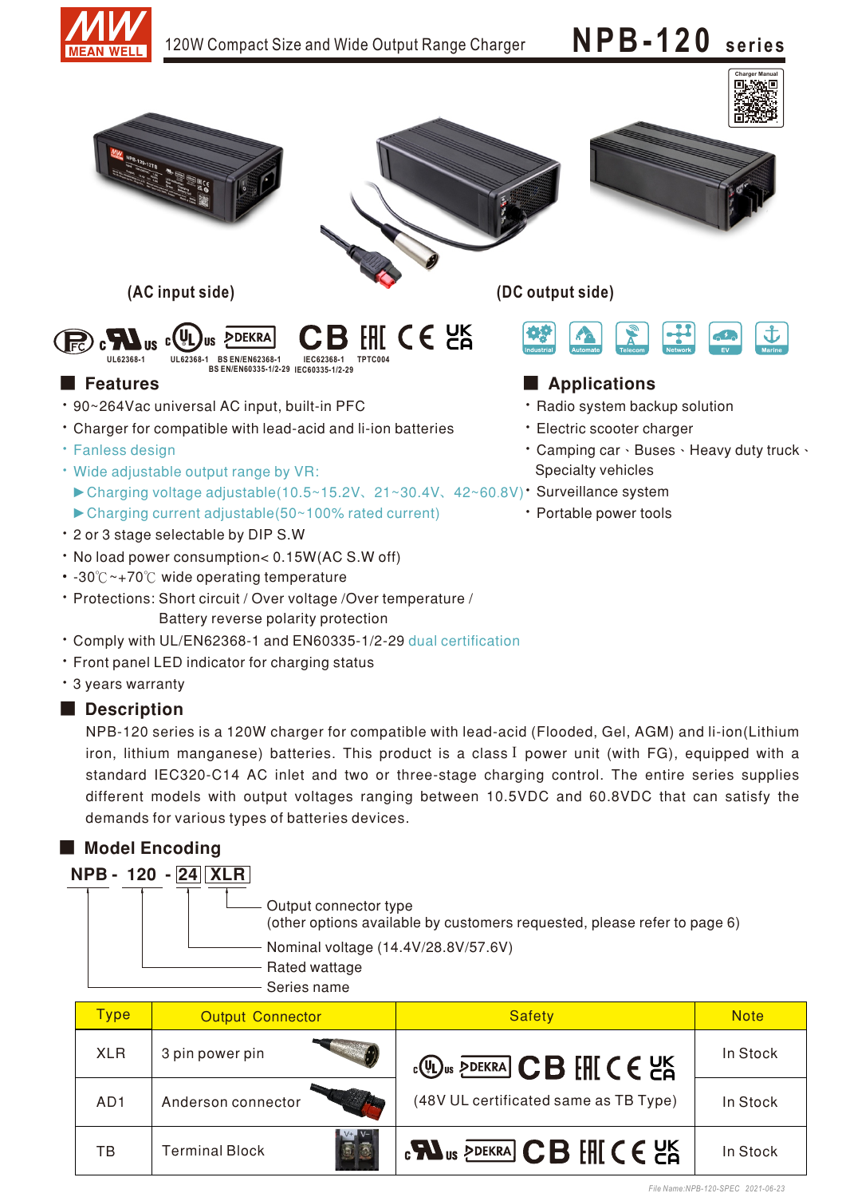120W Compact Size and Wide Output Range Charger

# NPB-120 series

(AC input side)

(DC output side)

UL62368-1 | UL62368-1 | BS EN/EN62368-1 BS EN/EN60335-1/2-29 | IEC62368-1 IEC60335-1/2-29 | TPTC004

Industrial | Automate | Telecom | Network | EV | Marine

## Features

- 90~264Vac universal AC input, built-in PFC
- Charger for compatible with lead-acid and li-ion batteries
- Fanless design
- Wide adjustable output range by VR:
  - ►Charging voltage adjustable(10.5~15.2V、21~30.4V、42~60.8V)
  - ►Charging current adjustable(50~100% rated current)
- 2 or 3 stage selectable by DIP S.W
- No load power consumption< 0.15W(AC S.W off)
- -30℃~+70℃ wide operating temperature
- Protections: Short circuit / Over voltage /Over temperature / Battery reverse polarity protection
- Comply with UL/EN62368-1 and EN60335-1/2-29 dual certification
- Front panel LED indicator for charging status
- 3 years warranty

## Applications

- Radio system backup solution
- Electric scooter charger
- Camping car、Buses、Heavy duty truck、Specialty vehicles
- Surveillance system
- Portable power tools

## Description

NPB-120 series is a 120W charger for compatible with lead-acid (Flooded, Gel, AGM) and li-ion(Lithium iron, lithium manganese) batteries. This product is a class I power unit (with FG), equipped with a standard IEC320-C14 AC inlet and two or three-stage charging control. The entire series supplies different models with output voltages ranging between 10.5VDC and 60.8VDC that can satisfy the demands for various types of batteries devices.

## Model Encoding

**NPB - 120 - 24 XLR**

- XLR: Output connector type (other options available by customers requested, please refer to page 6)
- 24: Nominal voltage (14.4V/28.8V/57.6V)
- 120: Rated wattage
- NPB: Series name

| Type | Output Connector | Safety | Note |
|---|---|---|---|
| XLR | 3 pin power pin | cULus DEKRA CB EAC CE UKCA (48V UL certificated same as TB Type) | In Stock |
| AD1 | Anderson connector | | In Stock |
| TB | Terminal Block | cRUus DEKRA CB EAC CE UKCA | In Stock |

File Name:NPB-120-SPEC 2021-06-23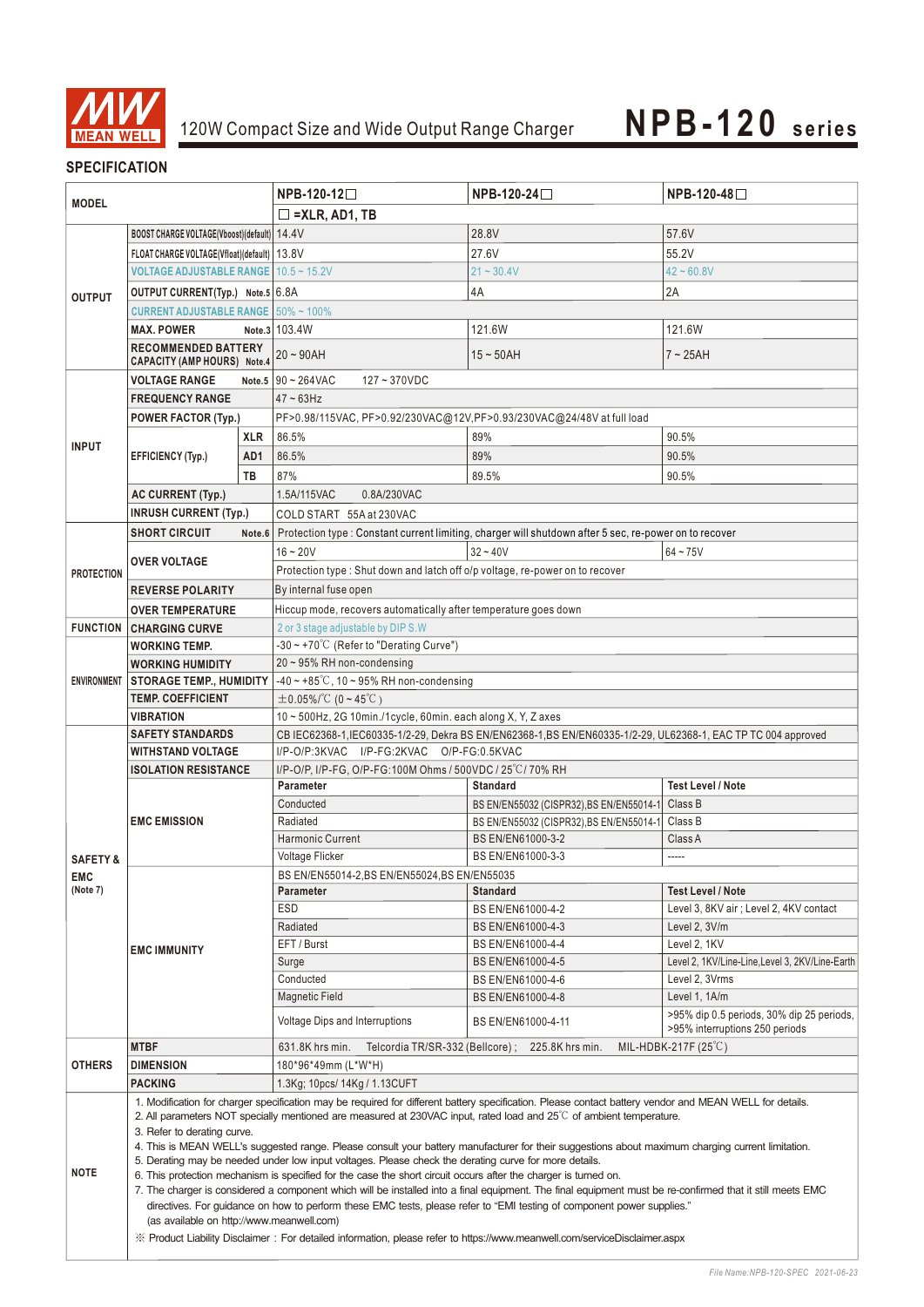# 120W Compact Size and Wide Output Range Charger **NPB-120 series**

## SPECIFICATION

| MODEL | | | NPB-120-12☐ | NPB-120-24☐ | NPB-120-48☐ |
|---|---|---|---|---|---|
| | | | ☐ =XLR, AD1, TB | | |
| OUTPUT | BOOST CHARGE VOLTAGE(Vboost)(default) | | 14.4V | 28.8V | 57.6V |
| | FLOAT CHARGE VOLTAGE(Vfloat)(default) | | 13.8V | 27.6V | 55.2V |
| | VOLTAGE ADJUSTABLE RANGE | | 10.5 ~ 15.2V | 21 ~ 30.4V | 42 ~ 60.8V |
| | OUTPUT CURRENT(Typ.) Note.5 | | 6.8A | 4A | 2A |
| | CURRENT ADJUSTABLE RANGE | | 50% ~ 100% | | |
| | MAX. POWER Note.3 | | 103.4W | 121.6W | 121.6W |
| | RECOMMENDED BATTERY CAPACITY (AMP HOURS) Note.4 | | 20 ~ 90AH | 15 ~ 50AH | 7 ~ 25AH |
| INPUT | VOLTAGE RANGE Note.5 | | 90 ~ 264VAC 127 ~ 370VDC | | |
| | FREQUENCY RANGE | | 47 ~ 63Hz | | |
| | POWER FACTOR (Typ.) | | PF>0.98/115VAC, PF>0.92/230VAC@12V,PF>0.93/230VAC@24/48V at full load | | |
| | EFFICIENCY (Typ.) | XLR | 86.5% | 89% | 90.5% |
| | | AD1 | 86.5% | 89% | 90.5% |
| | | TB | 87% | 89.5% | 90.5% |
| | AC CURRENT (Typ.) | | 1.5A/115VAC 0.8A/230VAC | | |
| | INRUSH CURRENT (Typ.) | | COLD START 55A at 230VAC | | |
| PROTECTION | SHORT CIRCUIT Note.6 | | Protection type : Constant current limiting, charger will shutdown after 5 sec, re-power on to recover | | |
| | OVER VOLTAGE | | 16 ~ 20V | 32 ~ 40V | 64 ~ 75V |
| | | | Protection type : Shut down and latch off o/p voltage, re-power on to recover | | |
| | REVERSE POLARITY | | By internal fuse open | | |
| | OVER TEMPERATURE | | Hiccup mode, recovers automatically after temperature goes down | | |
| FUNCTION | CHARGING CURVE | | 2 or 3 stage adjustable by DIP S.W | | |
| ENVIRONMENT | WORKING TEMP. | | -30 ~ +70℃ (Refer to "Derating Curve") | | |
| | WORKING HUMIDITY | | 20 ~ 95% RH non-condensing | | |
| | STORAGE TEMP., HUMIDITY | | -40 ~ +85℃, 10 ~ 95% RH non-condensing | | |
| | TEMP. COEFFICIENT | | ±0.05%/℃ (0 ~ 45℃) | | |
| | VIBRATION | | 10 ~ 500Hz, 2G 10min./1cycle, 60min. each along X, Y, Z axes | | |
| SAFETY & EMC (Note 7) | SAFETY STANDARDS | | CB IEC62368-1,IEC60335-1/2-29, Dekra BS EN/EN62368-1,BS EN/EN60335-1/2-29, UL62368-1, EAC TP TC 004 approved | | |
| | WITHSTAND VOLTAGE | | I/P-O/P:3KVAC I/P-FG:2KVAC O/P-FG:0.5KVAC | | |
| | ISOLATION RESISTANCE | | I/P-O/P, I/P-FG, O/P-FG:100M Ohms / 500VDC / 25℃/ 70% RH | | |
| | EMC EMISSION | | **Parameter** | **Standard** | **Test Level / Note** |
| | | | Conducted | BS EN/EN55032 (CISPR32),BS EN/EN55014-1 | Class B |
| | | | Radiated | BS EN/EN55032 (CISPR32),BS EN/EN55014-1 | Class B |
| | | | Harmonic Current | BS EN/EN61000-3-2 | Class A |
| | | | Voltage Flicker | BS EN/EN61000-3-3 | ----- |
| | EMC IMMUNITY | | BS EN/EN55014-2,BS EN/EN55024,BS EN/EN55035 | | |
| | | | **Parameter** | **Standard** | **Test Level / Note** |
| | | | ESD | BS EN/EN61000-4-2 | Level 3, 8KV air ; Level 2, 4KV contact |
| | | | Radiated | BS EN/EN61000-4-3 | Level 2, 3V/m |
| | | | EFT / Burst | BS EN/EN61000-4-4 | Level 2, 1KV |
| | | | Surge | BS EN/EN61000-4-5 | Level 2, 1KV/Line-Line,Level 3, 2KV/Line-Earth |
| | | | Conducted | BS EN/EN61000-4-6 | Level 2, 3Vrms |
| | | | Magnetic Field | BS EN/EN61000-4-8 | Level 1, 1A/m |
| | | | Voltage Dips and Interruptions | BS EN/EN61000-4-11 | >95% dip 0.5 periods, 30% dip 25 periods, >95% interruptions 250 periods |
| OTHERS | MTBF | | 631.8K hrs min. Telcordia TR/SR-332 (Bellcore) ; 225.8K hrs min. MIL-HDBK-217F (25℃) | | |
| | DIMENSION | | 180*96*49mm (L*W*H) | | |
| | PACKING | | 1.3Kg; 10pcs/ 14Kg / 1.13CUFT | | |

**NOTE**

1. Modification for charger specification may be required for different battery specification. Please contact battery vendor and MEAN WELL for details.
2. All parameters NOT specially mentioned are measured at 230VAC input, rated load and 25℃ of ambient temperature.
3. Refer to derating curve.
4. This is MEAN WELL's suggested range. Please consult your battery manufacturer for their suggestions about maximum charging current limitation.
5. Derating may be needed under low input voltages. Please check the derating curve for more details.
6. This protection mechanism is specified for the case the short circuit occurs after the charger is turned on.
7. The charger is considered a component which will be installed into a final equipment. The final equipment must be re-confirmed that it still meets EMC directives. For guidance on how to perform these EMC tests, please refer to "EMI testing of component power supplies." (as available on http://www.meanwell.com)

※ Product Liability Disclaimer：For detailed information, please refer to https://www.meanwell.com/serviceDisclaimer.aspx

File Name:NPB-120-SPEC 2021-06-23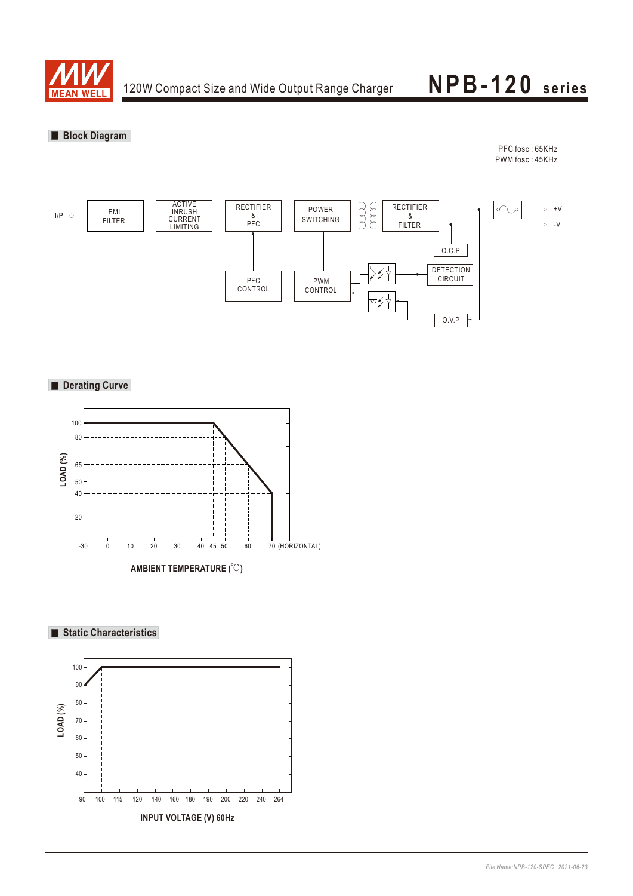## Block Diagram

PFC fosc : 65KHz
PWM fosc : 45KHz

I/P → EMI FILTER → ACTIVE INRUSH CURRENT LIMITING → RECTIFIER & PFC → POWER SWITCHING → RECTIFIER & FILTER → +V / -V

PFC CONTROL, PWM CONTROL, O.C.P, DETECTION CIRCUIT, O.V.P

## Derating Curve

LOAD (%): 100, 80, 65, 50, 40, 20

AMBIENT TEMPERATURE (℃): -30, 0, 10, 20, 30, 40, 45, 50, 60, 70 (HORIZONTAL)

## Static Characteristics

LOAD (%): 100, 90, 80, 70, 60, 50, 40

INPUT VOLTAGE (V) 60Hz: 90, 100, 115, 120, 140, 160, 180, 190, 200, 220, 240, 264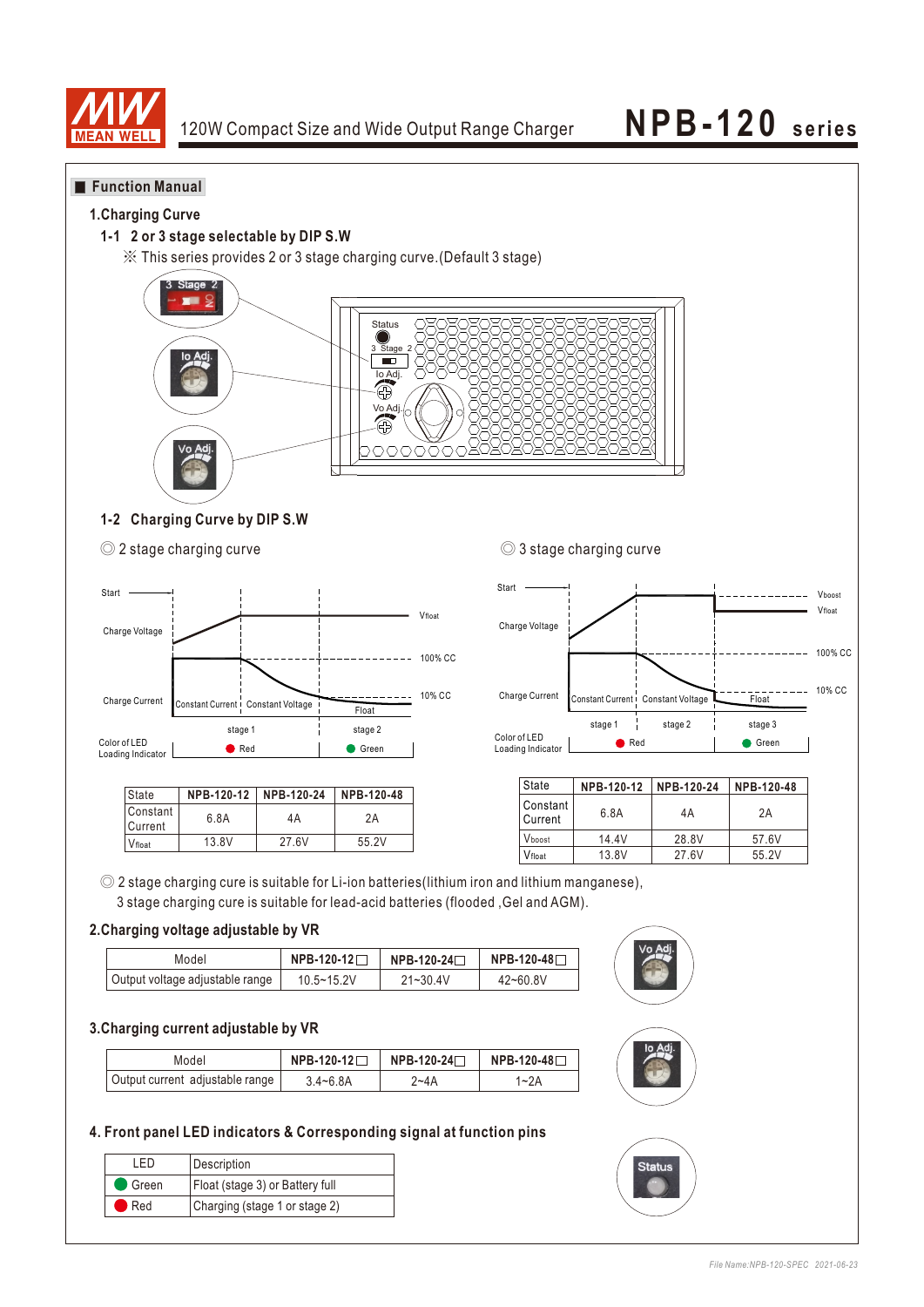## Function Manual

### 1.Charging Curve

#### 1-1 2 or 3 stage selectable by DIP S.W

※ This series provides 2 or 3 stage charging curve.(Default 3 stage)

#### 1-2 Charging Curve by DIP S.W

◎ 2 stage charging curve

| State | NPB-120-12 | NPB-120-24 | NPB-120-48 |
|---|---|---|---|
| Constant Current | 6.8A | 4A | 2A |
| $V_{float}$ | 13.8V | 27.6V | 55.2V |

◎ 3 stage charging curve

| State | NPB-120-12 | NPB-120-24 | NPB-120-48 |
|---|---|---|---|
| Constant Current | 6.8A | 4A | 2A |
| $V_{boost}$ | 14.4V | 28.8V | 57.6V |
| $V_{float}$ | 13.8V | 27.6V | 55.2V |

◎ 2 stage charging cure is suitable for Li-ion batteries(lithium iron and lithium manganese), 3 stage charging cure is suitable for lead-acid batteries (flooded ,Gel and AGM).

### 2.Charging voltage adjustable by VR

| Model | NPB-120-12□ | NPB-120-24□ | NPB-120-48□ |
|---|---|---|---|
| Output voltage adjustable range | 10.5~15.2V | 21~30.4V | 42~60.8V |

### 3.Charging current adjustable by VR

| Model | NPB-120-12□ | NPB-120-24□ | NPB-120-48□ |
|---|---|---|---|
| Output current adjustable range | 3.4~6.8A | 2~4A | 1~2A |

### 4. Front panel LED indicators & Corresponding signal at function pins

| LED | Description |
|---|---|
| Green | Float (stage 3) or Battery full |
| Red | Charging (stage 1 or stage 2) |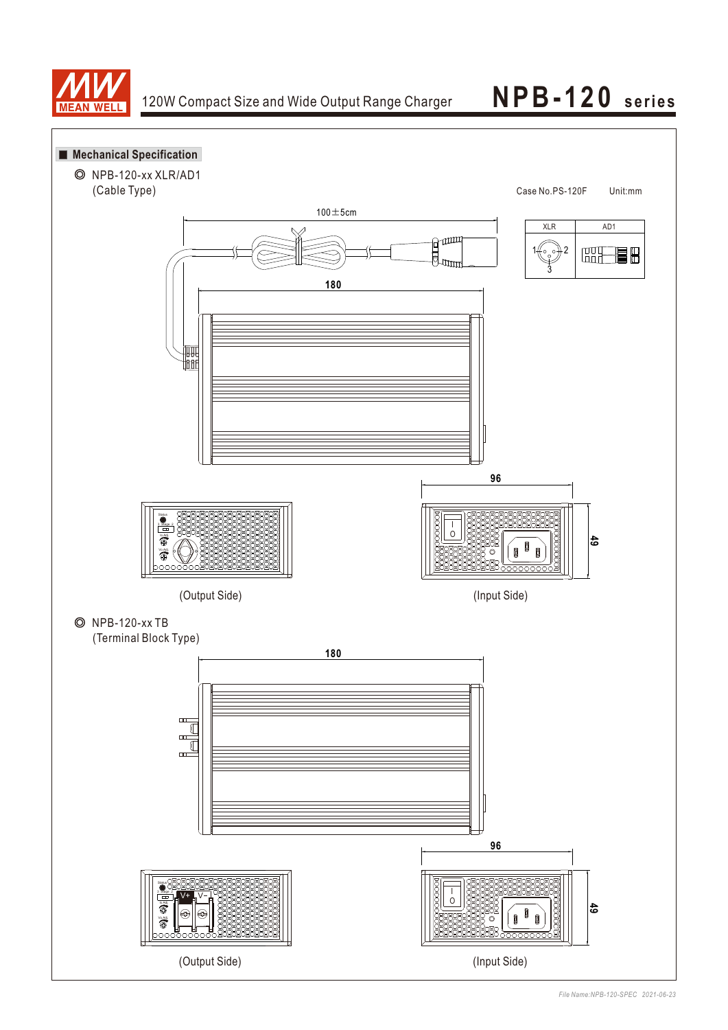## Mechanical Specification

◎ NPB-120-xx XLR/AD1
(Cable Type)

Case No.PS-120F Unit:mm

100±5cm

| XLR | AD1 |
|---|---|
| 1 2 3 | |

180

96

49

(Output Side)

(Input Side)

◎ NPB-120-xx TB
(Terminal Block Type)

180

96

49

V+ V-

(Output Side)

(Input Side)

*File Name:NPB-120-SPEC 2021-06-23*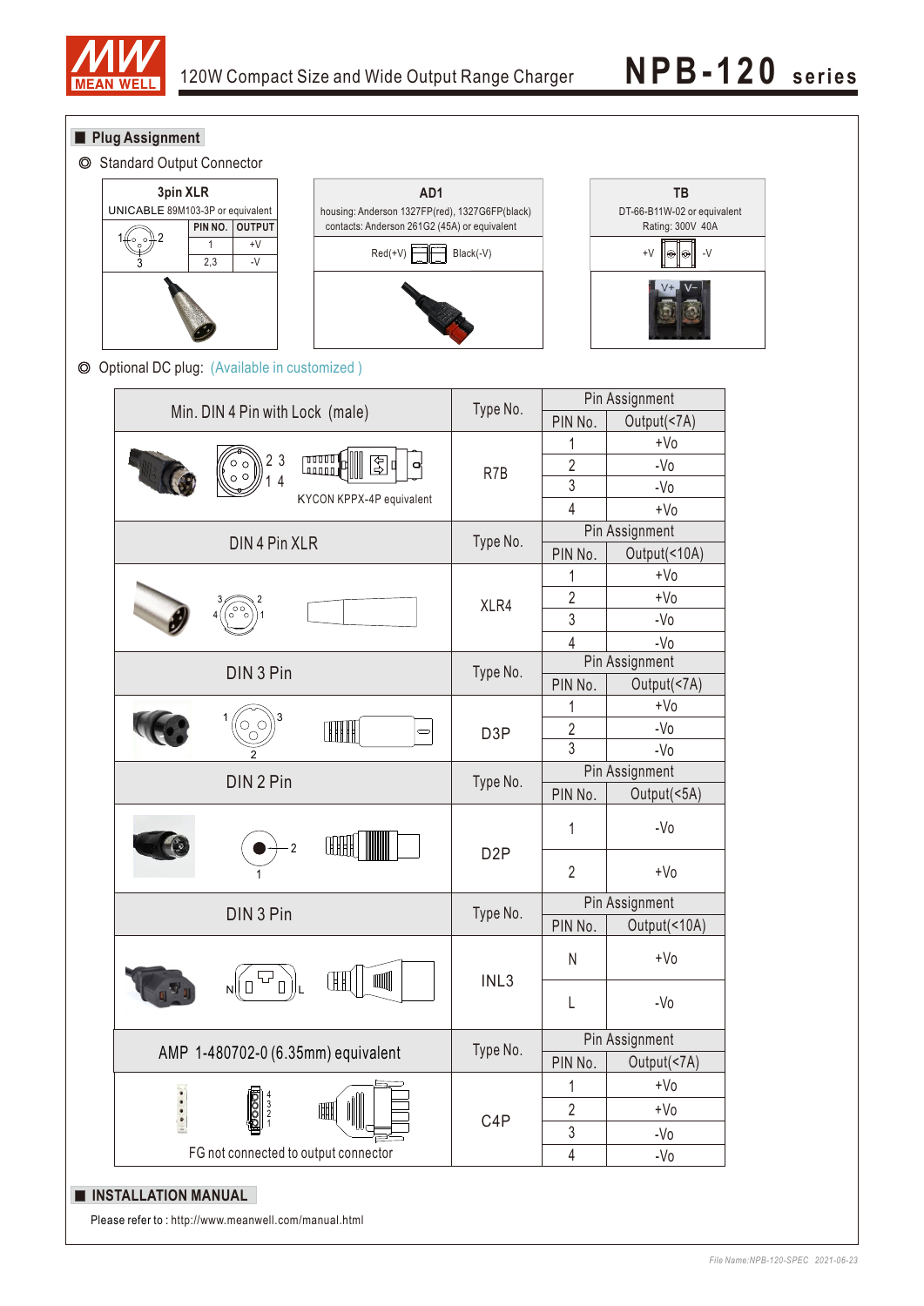## Plug Assignment

◎ Standard Output Connector

**3pin XLR**

UNICABLE 89M103-3P or equivalent

| PIN NO. | OUTPUT |
|---|---|
| 1 | +V |
| 2,3 | -V |

**AD1**

housing: Anderson 1327FP(red), 1327G6FP(black)
contacts: Anderson 261G2 (45A) or equivalent

Red(+V) Black(-V)

**TB**

DT-66-B11W-02 or equivalent
Rating: 300V 40A

+V -V

◎ Optional DC plug: (Available in customized )

| Min. DIN 4 Pin with Lock (male) | Type No. | Pin Assignment | |
|---|---|---|---|
| | | PIN No. | Output(<7A) |
| KYCON KPPX-4P equivalent | R7B | 1 | +Vo |
| | | 2 | -Vo |
| | | 3 | -Vo |
| | | 4 | +Vo |

| DIN 4 Pin XLR | Type No. | Pin Assignment | |
|---|---|---|---|
| | | PIN No. | Output(<10A) |
| | XLR4 | 1 | +Vo |
| | | 2 | +Vo |
| | | 3 | -Vo |
| | | 4 | -Vo |

| DIN 3 Pin | Type No. | Pin Assignment | |
|---|---|---|---|
| | | PIN No. | Output(<7A) |
| | D3P | 1 | +Vo |
| | | 2 | -Vo |
| | | 3 | -Vo |

| DIN 2 Pin | Type No. | Pin Assignment | |
|---|---|---|---|
| | | PIN No. | Output(<5A) |
| | D2P | 1 | -Vo |
| | | 2 | +Vo |

| DIN 3 Pin | Type No. | Pin Assignment | |
|---|---|---|---|
| | | PIN No. | Output(<10A) |
| | INL3 | N | +Vo |
| | | L | -Vo |

| AMP 1-480702-0 (6.35mm) equivalent | Type No. | Pin Assignment | |
|---|---|---|---|
| | | PIN No. | Output(<7A) |
| FG not connected to output connector | C4P | 1 | +Vo |
| | | 2 | +Vo |
| | | 3 | -Vo |
| | | 4 | -Vo |

## INSTALLATION MANUAL

Please refer to : http://www.meanwell.com/manual.html